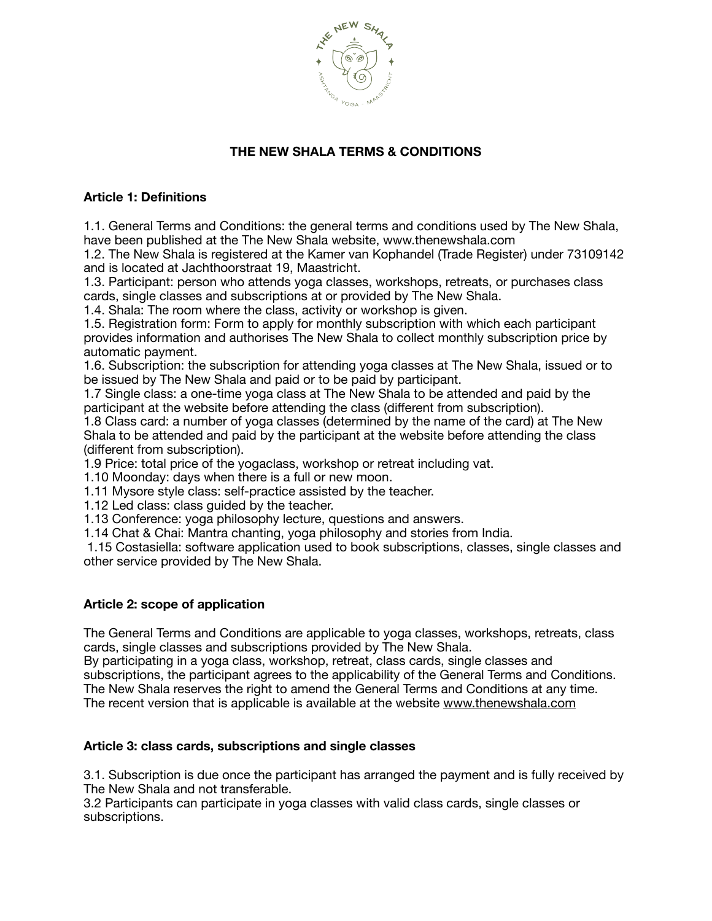# THE NEW SHALA TERMS & CONDITIONS

## Article 1: Definitions

1.1. General Terms and Conditions: the general terms and conditions used by The New Shala, have been published at the The New Shala website, www.thenewshala.com
1.2. The New Shala is registered at the Kamer van Kophandel (Trade Register) under 73109142 and is located at Jachthoorstraat 19, Maastricht.
1.3. Participant: person who attends yoga classes, workshops, retreats, or purchases class cards, single classes and subscriptions at or provided by The New Shala.
1.4. Shala: The room where the class, activity or workshop is given.
1.5. Registration form: Form to apply for monthly subscription with which each participant provides information and authorises The New Shala to collect monthly subscription price by automatic payment.
1.6. Subscription: the subscription for attending yoga classes at The New Shala, issued or to be issued by The New Shala and paid or to be paid by participant.
1.7 Single class: a one-time yoga class at The New Shala to be attended and paid by the participant at the website before attending the class (different from subscription).
1.8 Class card: a number of yoga classes (determined by the name of the card) at The New Shala to be attended and paid by the participant at the website before attending the class (different from subscription).
1.9 Price: total price of the yogaclass, workshop or retreat including vat.
1.10 Moonday: days when there is a full or new moon.
1.11 Mysore style class: self-practice assisted by the teacher.
1.12 Led class: class guided by the teacher.
1.13 Conference: yoga philosophy lecture, questions and answers.
1.14 Chat & Chai: Mantra chanting, yoga philosophy and stories from India.
1.15 Costasiella: software application used to book subscriptions, classes, single classes and other service provided by The New Shala.

## Article 2: scope of application

The General Terms and Conditions are applicable to yoga classes, workshops, retreats, class cards, single classes and subscriptions provided by The New Shala.
By participating in a yoga class, workshop, retreat, class cards, single classes and subscriptions, the participant agrees to the applicability of the General Terms and Conditions.
The New Shala reserves the right to amend the General Terms and Conditions at any time.
The recent version that is applicable is available at the website www.thenewshala.com

## Article 3: class cards, subscriptions and single classes

3.1. Subscription is due once the participant has arranged the payment and is fully received by The New Shala and not transferable.
3.2 Participants can participate in yoga classes with valid class cards, single classes or subscriptions.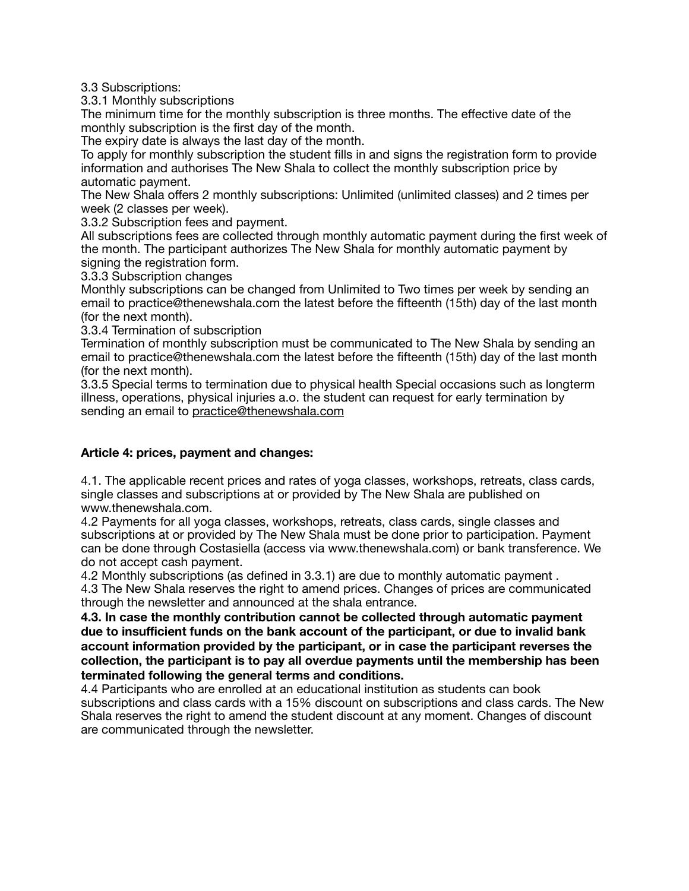3.3 Subscriptions:

3.3.1 Monthly subscriptions

The minimum time for the monthly subscription is three months. The effective date of the monthly subscription is the first day of the month.

The expiry date is always the last day of the month.

To apply for monthly subscription the student fills in and signs the registration form to provide information and authorises The New Shala to collect the monthly subscription price by automatic payment.

The New Shala offers 2 monthly subscriptions: Unlimited (unlimited classes) and 2 times per week (2 classes per week).

3.3.2 Subscription fees and payment.

All subscriptions fees are collected through monthly automatic payment during the first week of the month. The participant authorizes The New Shala for monthly automatic payment by signing the registration form.

3.3.3 Subscription changes

Monthly subscriptions can be changed from Unlimited to Two times per week by sending an email to practice@thenewshala.com the latest before the fifteenth (15th) day of the last month (for the next month).

3.3.4 Termination of subscription

Termination of monthly subscription must be communicated to The New Shala by sending an email to practice@thenewshala.com the latest before the fifteenth (15th) day of the last month (for the next month).

3.3.5 Special terms to termination due to physical health Special occasions such as longterm illness, operations, physical injuries a.o. the student can request for early termination by sending an email to practice@thenewshala.com

**Article 4: prices, payment and changes:**

4.1. The applicable recent prices and rates of yoga classes, workshops, retreats, class cards, single classes and subscriptions at or provided by The New Shala are published on www.thenewshala.com.

4.2 Payments for all yoga classes, workshops, retreats, class cards, single classes and subscriptions at or provided by The New Shala must be done prior to participation. Payment can be done through Costasiella (access via www.thenewshala.com) or bank transference. We do not accept cash payment.

4.2 Monthly subscriptions (as defined in 3.3.1) are due to monthly automatic payment .

4.3 The New Shala reserves the right to amend prices. Changes of prices are communicated through the newsletter and announced at the shala entrance.

**4.3. In case the monthly contribution cannot be collected through automatic payment due to insufficient funds on the bank account of the participant, or due to invalid bank account information provided by the participant, or in case the participant reverses the collection, the participant is to pay all overdue payments until the membership has been terminated following the general terms and conditions.**

4.4 Participants who are enrolled at an educational institution as students can book subscriptions and class cards with a 15% discount on subscriptions and class cards. The New Shala reserves the right to amend the student discount at any moment. Changes of discount are communicated through the newsletter.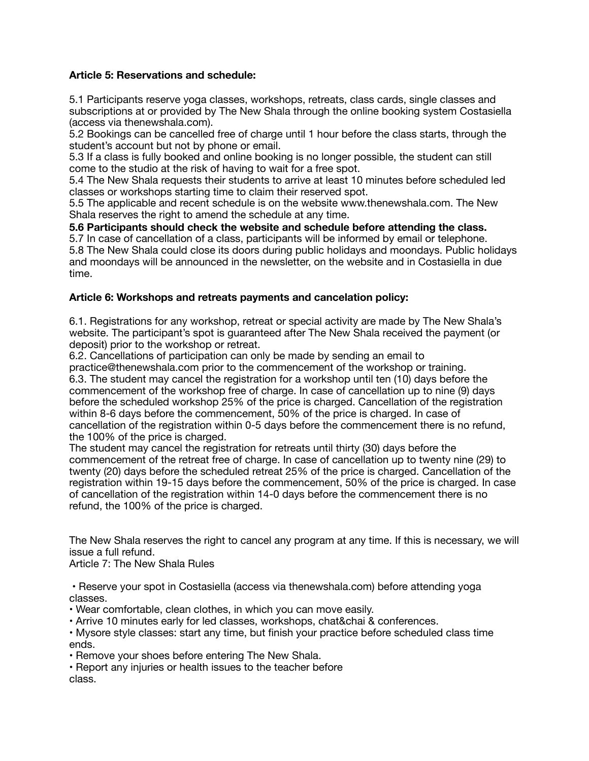**Article 5: Reservations and schedule:**

5.1 Participants reserve yoga classes, workshops, retreats, class cards, single classes and subscriptions at or provided by The New Shala through the online booking system Costasiella (access via thenewshala.com).
5.2 Bookings can be cancelled free of charge until 1 hour before the class starts, through the student's account but not by phone or email.
5.3 If a class is fully booked and online booking is no longer possible, the student can still come to the studio at the risk of having to wait for a free spot.
5.4 The New Shala requests their students to arrive at least 10 minutes before scheduled led classes or workshops starting time to claim their reserved spot.
5.5 The applicable and recent schedule is on the website www.thenewshala.com. The New Shala reserves the right to amend the schedule at any time.
**5.6 Participants should check the website and schedule before attending the class.**
5.7 In case of cancellation of a class, participants will be informed by email or telephone.
5.8 The New Shala could close its doors during public holidays and moondays. Public holidays and moondays will be announced in the newsletter, on the website and in Costasiella in due time.

**Article 6: Workshops and retreats payments and cancelation policy:**

6.1. Registrations for any workshop, retreat or special activity are made by The New Shala's website. The participant's spot is guaranteed after The New Shala received the payment (or deposit) prior to the workshop or retreat.
6.2. Cancellations of participation can only be made by sending an email to practice@thenewshala.com prior to the commencement of the workshop or training.
6.3. The student may cancel the registration for a workshop until ten (10) days before the commencement of the workshop free of charge. In case of cancellation up to nine (9) days before the scheduled workshop 25% of the price is charged. Cancellation of the registration within 8-6 days before the commencement, 50% of the price is charged. In case of cancellation of the registration within 0-5 days before the commencement there is no refund, the 100% of the price is charged.
The student may cancel the registration for retreats until thirty (30) days before the commencement of the retreat free of charge. In case of cancellation up to twenty nine (29) to twenty (20) days before the scheduled retreat 25% of the price is charged. Cancellation of the registration within 19-15 days before the commencement, 50% of the price is charged. In case of cancellation of the registration within 14-0 days before the commencement there is no refund, the 100% of the price is charged.

The New Shala reserves the right to cancel any program at any time. If this is necessary, we will issue a full refund.

Article 7: The New Shala Rules

- Reserve your spot in Costasiella (access via thenewshala.com) before attending yoga classes.
- Wear comfortable, clean clothes, in which you can move easily.
- Arrive 10 minutes early for led classes, workshops, chat&chai & conferences.
- Mysore style classes: start any time, but finish your practice before scheduled class time ends.
- Remove your shoes before entering The New Shala.
- Report any injuries or health issues to the teacher before class.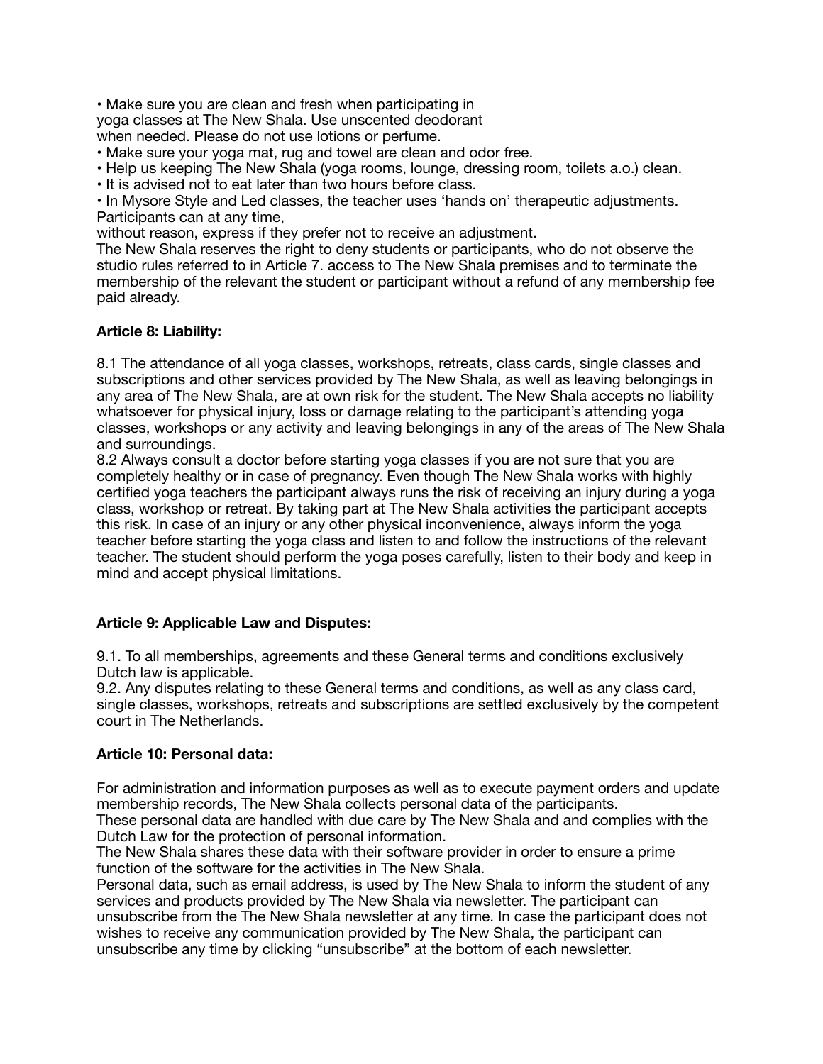• Make sure you are clean and fresh when participating in yoga classes at The New Shala. Use unscented deodorant when needed. Please do not use lotions or perfume.
• Make sure your yoga mat, rug and towel are clean and odor free.
• Help us keeping The New Shala (yoga rooms, lounge, dressing room, toilets a.o.) clean.
• It is advised not to eat later than two hours before class.
• In Mysore Style and Led classes, the teacher uses 'hands on' therapeutic adjustments. Participants can at any time, without reason, express if they prefer not to receive an adjustment.

The New Shala reserves the right to deny students or participants, who do not observe the studio rules referred to in Article 7. access to The New Shala premises and to terminate the membership of the relevant the student or participant without a refund of any membership fee paid already.

**Article 8: Liability:**

8.1 The attendance of all yoga classes, workshops, retreats, class cards, single classes and subscriptions and other services provided by The New Shala, as well as leaving belongings in any area of The New Shala, are at own risk for the student. The New Shala accepts no liability whatsoever for physical injury, loss or damage relating to the participant's attending yoga classes, workshops or any activity and leaving belongings in any of the areas of The New Shala and surroundings.
8.2 Always consult a doctor before starting yoga classes if you are not sure that you are completely healthy or in case of pregnancy. Even though The New Shala works with highly certified yoga teachers the participant always runs the risk of receiving an injury during a yoga class, workshop or retreat. By taking part at The New Shala activities the participant accepts this risk. In case of an injury or any other physical inconvenience, always inform the yoga teacher before starting the yoga class and listen to and follow the instructions of the relevant teacher. The student should perform the yoga poses carefully, listen to their body and keep in mind and accept physical limitations.

**Article 9: Applicable Law and Disputes:**

9.1. To all memberships, agreements and these General terms and conditions exclusively Dutch law is applicable.
9.2. Any disputes relating to these General terms and conditions, as well as any class card, single classes, workshops, retreats and subscriptions are settled exclusively by the competent court in The Netherlands.

**Article 10: Personal data:**

For administration and information purposes as well as to execute payment orders and update membership records, The New Shala collects personal data of the participants.
These personal data are handled with due care by The New Shala and and complies with the Dutch Law for the protection of personal information.
The New Shala shares these data with their software provider in order to ensure a prime function of the software for the activities in The New Shala.
Personal data, such as email address, is used by The New Shala to inform the student of any services and products provided by The New Shala via newsletter. The participant can unsubscribe from the The New Shala newsletter at any time. In case the participant does not wishes to receive any communication provided by The New Shala, the participant can unsubscribe any time by clicking "unsubscribe" at the bottom of each newsletter.